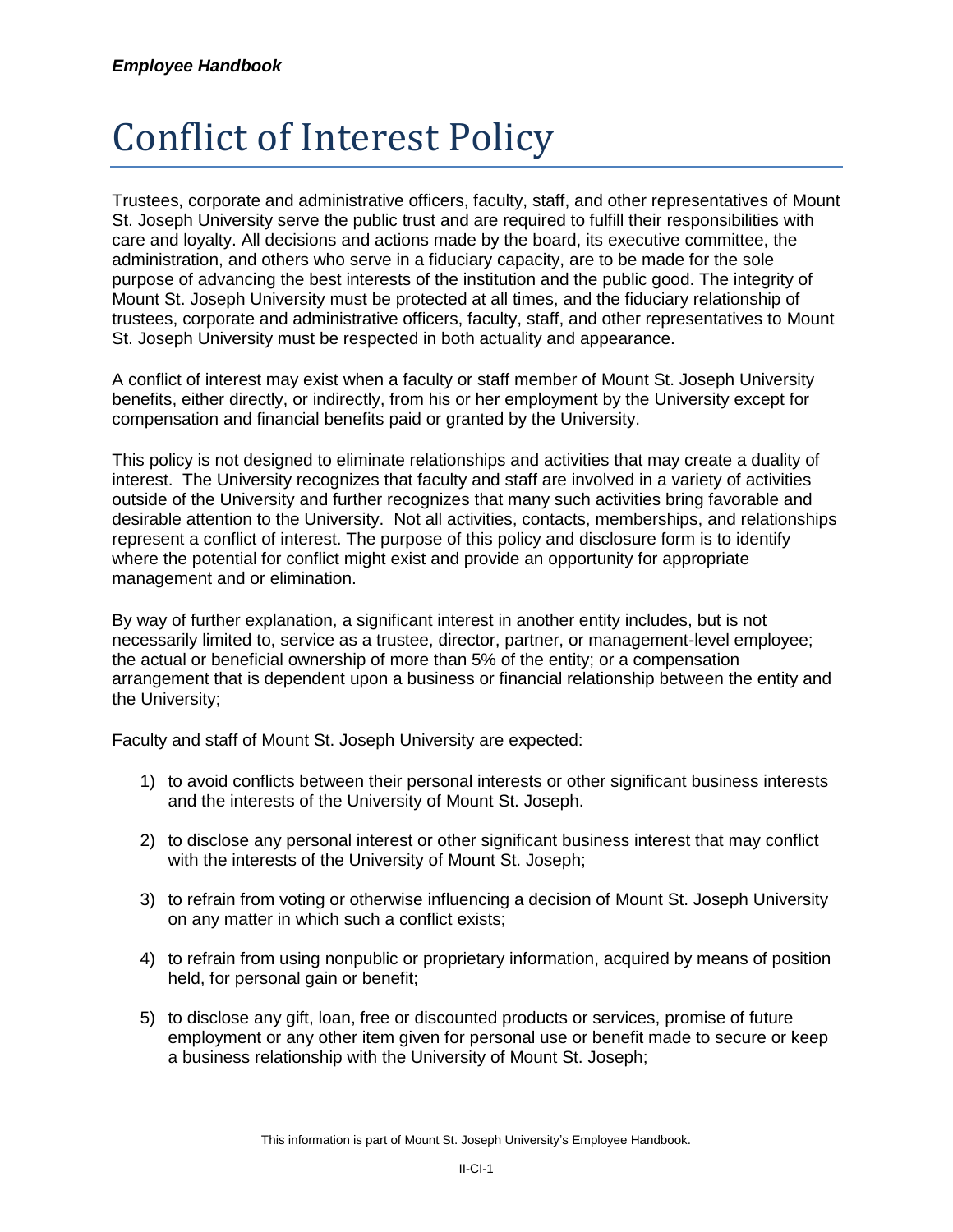# Conflict of Interest Policy

Trustees, corporate and administrative officers, faculty, staff, and other representatives of Mount St. Joseph University serve the public trust and are required to fulfill their responsibilities with care and loyalty. All decisions and actions made by the board, its executive committee, the administration, and others who serve in a fiduciary capacity, are to be made for the sole purpose of advancing the best interests of the institution and the public good. The integrity of Mount St. Joseph University must be protected at all times, and the fiduciary relationship of trustees, corporate and administrative officers, faculty, staff, and other representatives to Mount St. Joseph University must be respected in both actuality and appearance.

A conflict of interest may exist when a faculty or staff member of Mount St. Joseph University benefits, either directly, or indirectly, from his or her employment by the University except for compensation and financial benefits paid or granted by the University.

This policy is not designed to eliminate relationships and activities that may create a duality of interest. The University recognizes that faculty and staff are involved in a variety of activities outside of the University and further recognizes that many such activities bring favorable and desirable attention to the University. Not all activities, contacts, memberships, and relationships represent a conflict of interest. The purpose of this policy and disclosure form is to identify where the potential for conflict might exist and provide an opportunity for appropriate management and or elimination.

By way of further explanation, a significant interest in another entity includes, but is not necessarily limited to, service as a trustee, director, partner, or management-level employee; the actual or beneficial ownership of more than 5% of the entity; or a compensation arrangement that is dependent upon a business or financial relationship between the entity and the University;

Faculty and staff of Mount St. Joseph University are expected:

1) to avoid conflicts between their personal interests or other significant business interests and the interests of the University of Mount St. Joseph.
2) to disclose any personal interest or other significant business interest that may conflict with the interests of the University of Mount St. Joseph;
3) to refrain from voting or otherwise influencing a decision of Mount St. Joseph University on any matter in which such a conflict exists;
4) to refrain from using nonpublic or proprietary information, acquired by means of position held, for personal gain or benefit;
5) to disclose any gift, loan, free or discounted products or services, promise of future employment or any other item given for personal use or benefit made to secure or keep a business relationship with the University of Mount St. Joseph;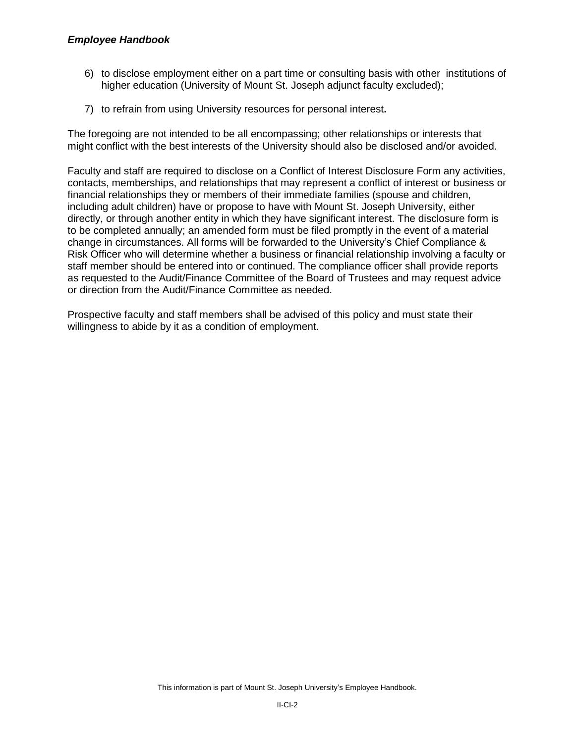6) to disclose employment either on a part time or consulting basis with other institutions of higher education (University of Mount St. Joseph adjunct faculty excluded);

7) to refrain from using University resources for personal interest**.**

The foregoing are not intended to be all encompassing; other relationships or interests that might conflict with the best interests of the University should also be disclosed and/or avoided.

Faculty and staff are required to disclose on a Conflict of Interest Disclosure Form any activities, contacts, memberships, and relationships that may represent a conflict of interest or business or financial relationships they or members of their immediate families (spouse and children, including adult children) have or propose to have with Mount St. Joseph University, either directly, or through another entity in which they have significant interest. The disclosure form is to be completed annually; an amended form must be filed promptly in the event of a material change in circumstances. All forms will be forwarded to the University's Chief Compliance & Risk Officer who will determine whether a business or financial relationship involving a faculty or staff member should be entered into or continued. The compliance officer shall provide reports as requested to the Audit/Finance Committee of the Board of Trustees and may request advice or direction from the Audit/Finance Committee as needed.

Prospective faculty and staff members shall be advised of this policy and must state their willingness to abide by it as a condition of employment.